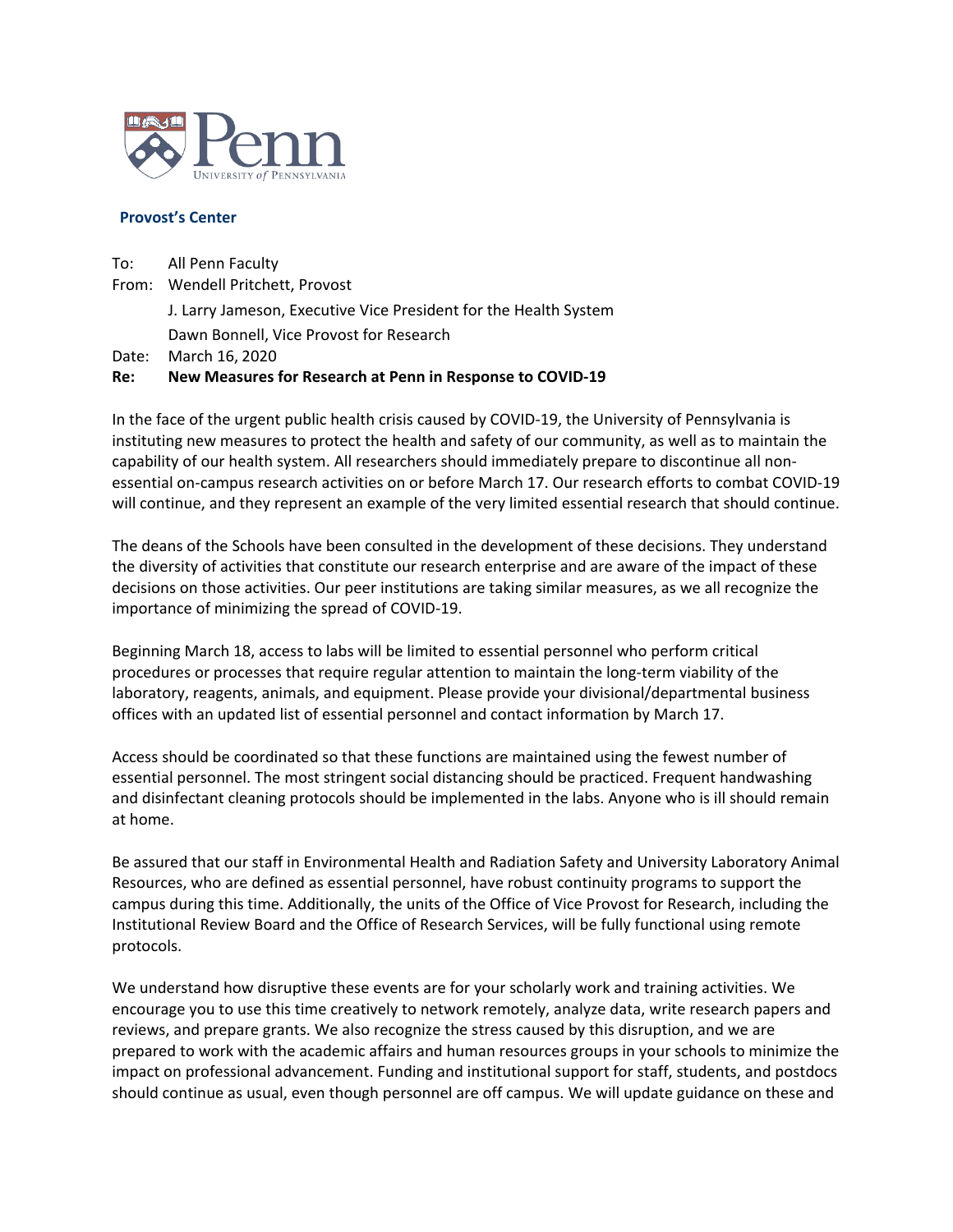**Provost's Center**

To: All Penn Faculty

From: Wendell Pritchett, Provost

J. Larry Jameson, Executive Vice President for the Health System

Dawn Bonnell, Vice Provost for Research

Date: March 16, 2020

**Re: New Measures for Research at Penn in Response to COVID-19**

In the face of the urgent public health crisis caused by COVID-19, the University of Pennsylvania is instituting new measures to protect the health and safety of our community, as well as to maintain the capability of our health system. All researchers should immediately prepare to discontinue all non-essential on-campus research activities on or before March 17. Our research efforts to combat COVID-19 will continue, and they represent an example of the very limited essential research that should continue.

The deans of the Schools have been consulted in the development of these decisions. They understand the diversity of activities that constitute our research enterprise and are aware of the impact of these decisions on those activities. Our peer institutions are taking similar measures, as we all recognize the importance of minimizing the spread of COVID-19.

Beginning March 18, access to labs will be limited to essential personnel who perform critical procedures or processes that require regular attention to maintain the long-term viability of the laboratory, reagents, animals, and equipment. Please provide your divisional/departmental business offices with an updated list of essential personnel and contact information by March 17.

Access should be coordinated so that these functions are maintained using the fewest number of essential personnel. The most stringent social distancing should be practiced. Frequent handwashing and disinfectant cleaning protocols should be implemented in the labs. Anyone who is ill should remain at home.

Be assured that our staff in Environmental Health and Radiation Safety and University Laboratory Animal Resources, who are defined as essential personnel, have robust continuity programs to support the campus during this time. Additionally, the units of the Office of Vice Provost for Research, including the Institutional Review Board and the Office of Research Services, will be fully functional using remote protocols.

We understand how disruptive these events are for your scholarly work and training activities. We encourage you to use this time creatively to network remotely, analyze data, write research papers and reviews, and prepare grants. We also recognize the stress caused by this disruption, and we are prepared to work with the academic affairs and human resources groups in your schools to minimize the impact on professional advancement. Funding and institutional support for staff, students, and postdocs should continue as usual, even though personnel are off campus. We will update guidance on these and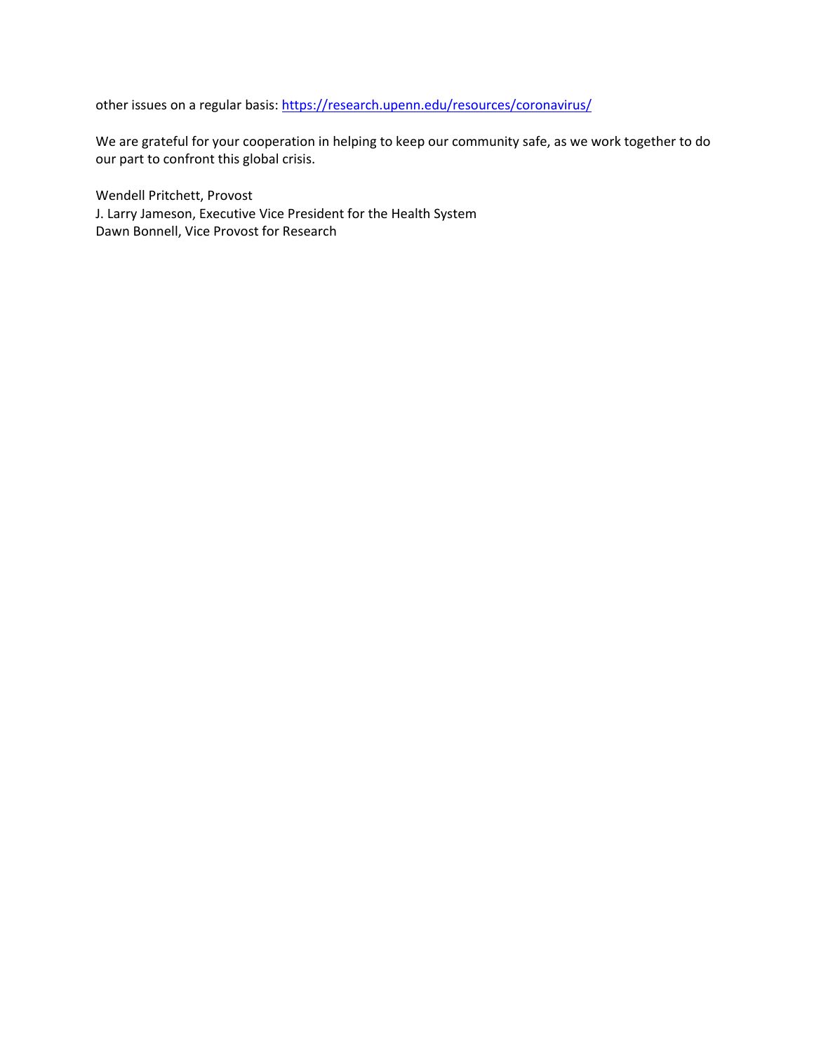other issues on a regular basis: [https://research.upenn.edu/resources/coronavirus/](https://research.upenn.edu/resources/coronavirus/)

We are grateful for your cooperation in helping to keep our community safe, as we work together to do our part to confront this global crisis.

Wendell Pritchett, Provost
J. Larry Jameson, Executive Vice President for the Health System
Dawn Bonnell, Vice Provost for Research